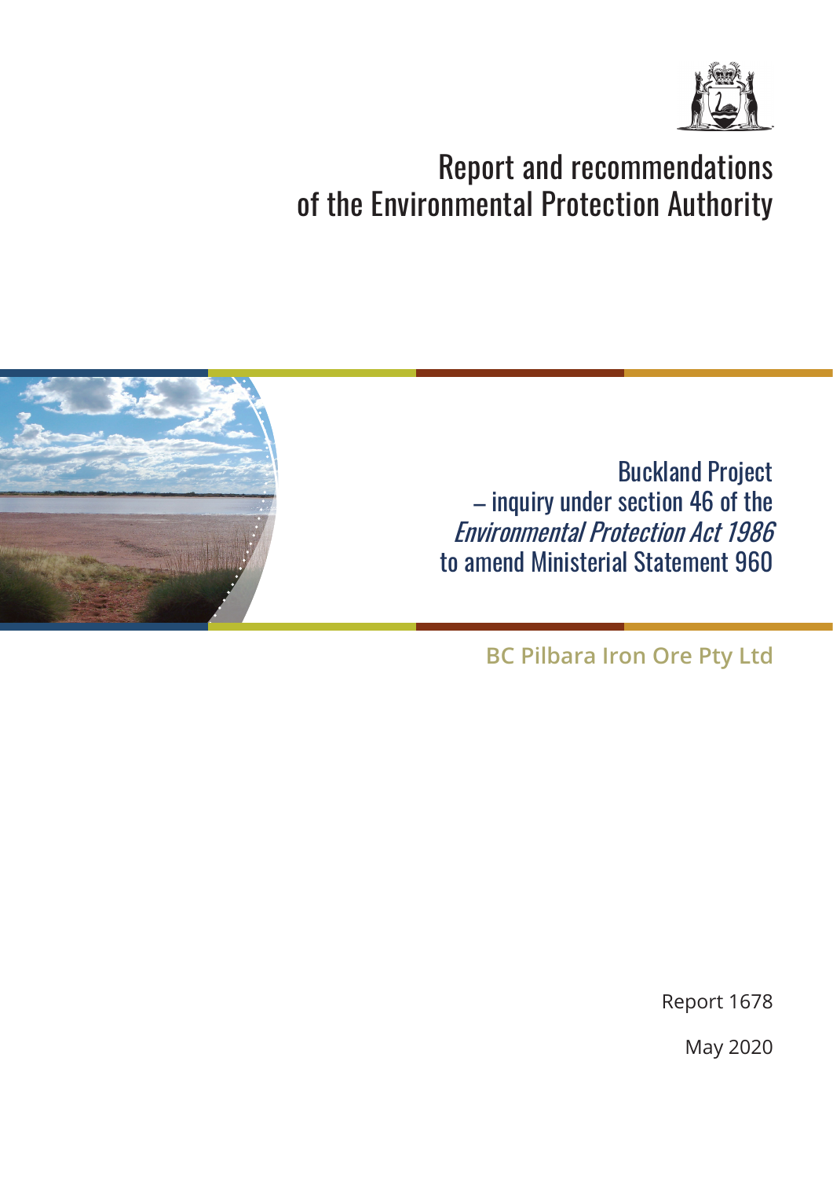# Report and recommendations of the Environmental Protection Authority

## Buckland Project – inquiry under section 46 of the *Environmental Protection Act 1986* to amend Ministerial Statement 960

**BC Pilbara Iron Ore Pty Ltd**

Report 1678

May 2020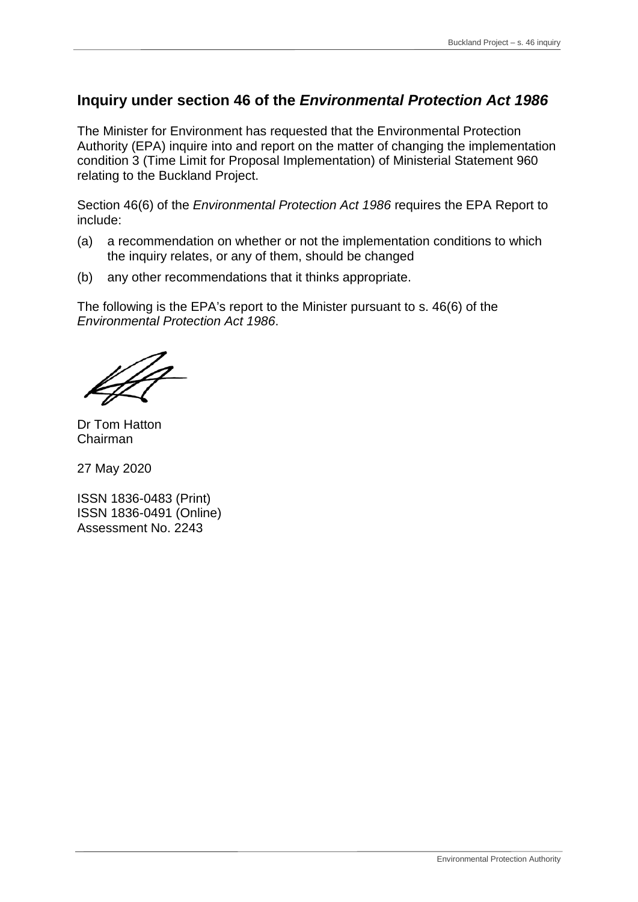## Inquiry under section 46 of the *Environmental Protection Act 1986*

The Minister for Environment has requested that the Environmental Protection Authority (EPA) inquire into and report on the matter of changing the implementation condition 3 (Time Limit for Proposal Implementation) of Ministerial Statement 960 relating to the Buckland Project.

Section 46(6) of the *Environmental Protection Act 1986* requires the EPA Report to include:

(a) a recommendation on whether or not the implementation conditions to which the inquiry relates, or any of them, should be changed

(b) any other recommendations that it thinks appropriate.

The following is the EPA's report to the Minister pursuant to s. 46(6) of the *Environmental Protection Act 1986*.

Dr Tom Hatton
Chairman

27 May 2020

ISSN 1836-0483 (Print)
ISSN 1836-0491 (Online)
Assessment No. 2243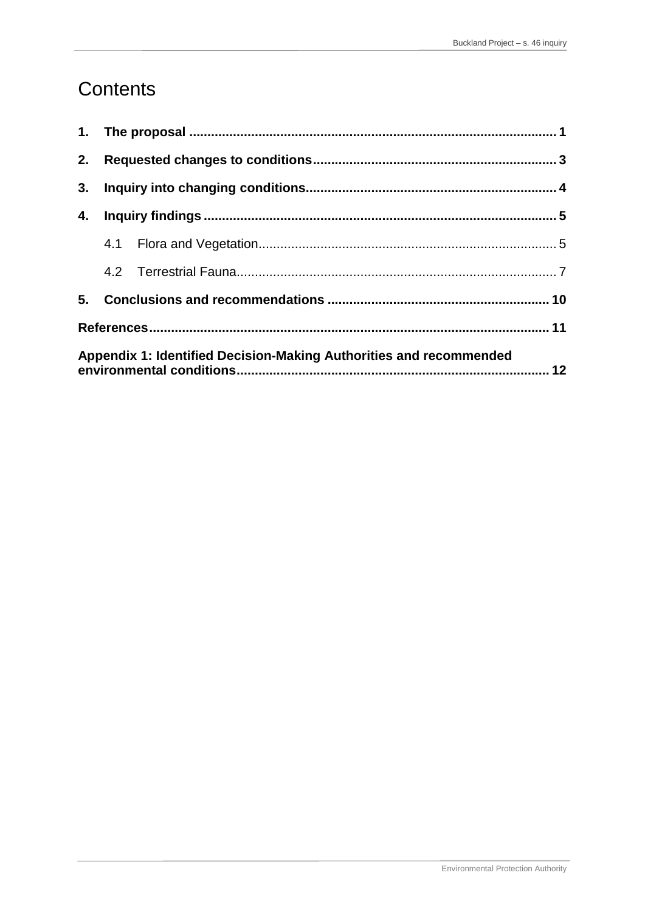# Contents

**1. The proposal** .................................................................................................. **1**

**2. Requested changes to conditions** .............................................................. **3**

**3. Inquiry into changing conditions** ............................................................... **4**

**4. Inquiry findings** ........................................................................................... **5**

4.1 Flora and Vegetation ................................................................................ 5

4.2 Terrestrial Fauna ...................................................................................... 7

**5. Conclusions and recommendations** ......................................................... **10**

**References** ........................................................................................................ **11**

**Appendix 1: Identified Decision-Making Authorities and recommended environmental conditions** ........................................................................................ **12**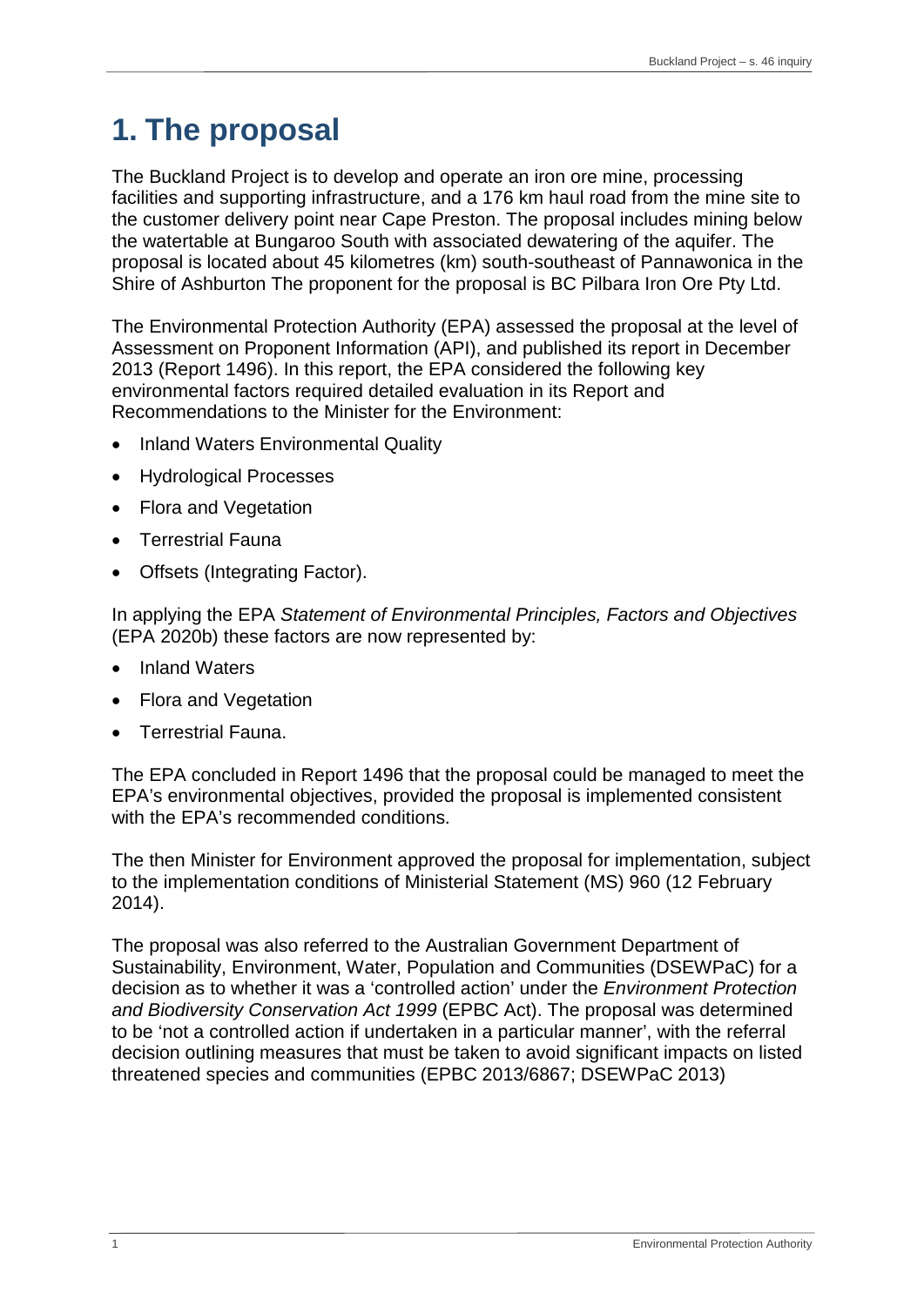# 1. The proposal

The Buckland Project is to develop and operate an iron ore mine, processing facilities and supporting infrastructure, and a 176 km haul road from the mine site to the customer delivery point near Cape Preston. The proposal includes mining below the watertable at Bungaroo South with associated dewatering of the aquifer. The proposal is located about 45 kilometres (km) south-southeast of Pannawonica in the Shire of Ashburton The proponent for the proposal is BC Pilbara Iron Ore Pty Ltd.

The Environmental Protection Authority (EPA) assessed the proposal at the level of Assessment on Proponent Information (API), and published its report in December 2013 (Report 1496). In this report, the EPA considered the following key environmental factors required detailed evaluation in its Report and Recommendations to the Minister for the Environment:

- Inland Waters Environmental Quality
- Hydrological Processes
- Flora and Vegetation
- Terrestrial Fauna
- Offsets (Integrating Factor).

In applying the EPA *Statement of Environmental Principles, Factors and Objectives* (EPA 2020b) these factors are now represented by:

- Inland Waters
- Flora and Vegetation
- Terrestrial Fauna.

The EPA concluded in Report 1496 that the proposal could be managed to meet the EPA's environmental objectives, provided the proposal is implemented consistent with the EPA's recommended conditions.

The then Minister for Environment approved the proposal for implementation, subject to the implementation conditions of Ministerial Statement (MS) 960 (12 February 2014).

The proposal was also referred to the Australian Government Department of Sustainability, Environment, Water, Population and Communities (DSEWPaC) for a decision as to whether it was a 'controlled action' under the *Environment Protection and Biodiversity Conservation Act 1999* (EPBC Act). The proposal was determined to be 'not a controlled action if undertaken in a particular manner', with the referral decision outlining measures that must be taken to avoid significant impacts on listed threatened species and communities (EPBC 2013/6867; DSEWPaC 2013)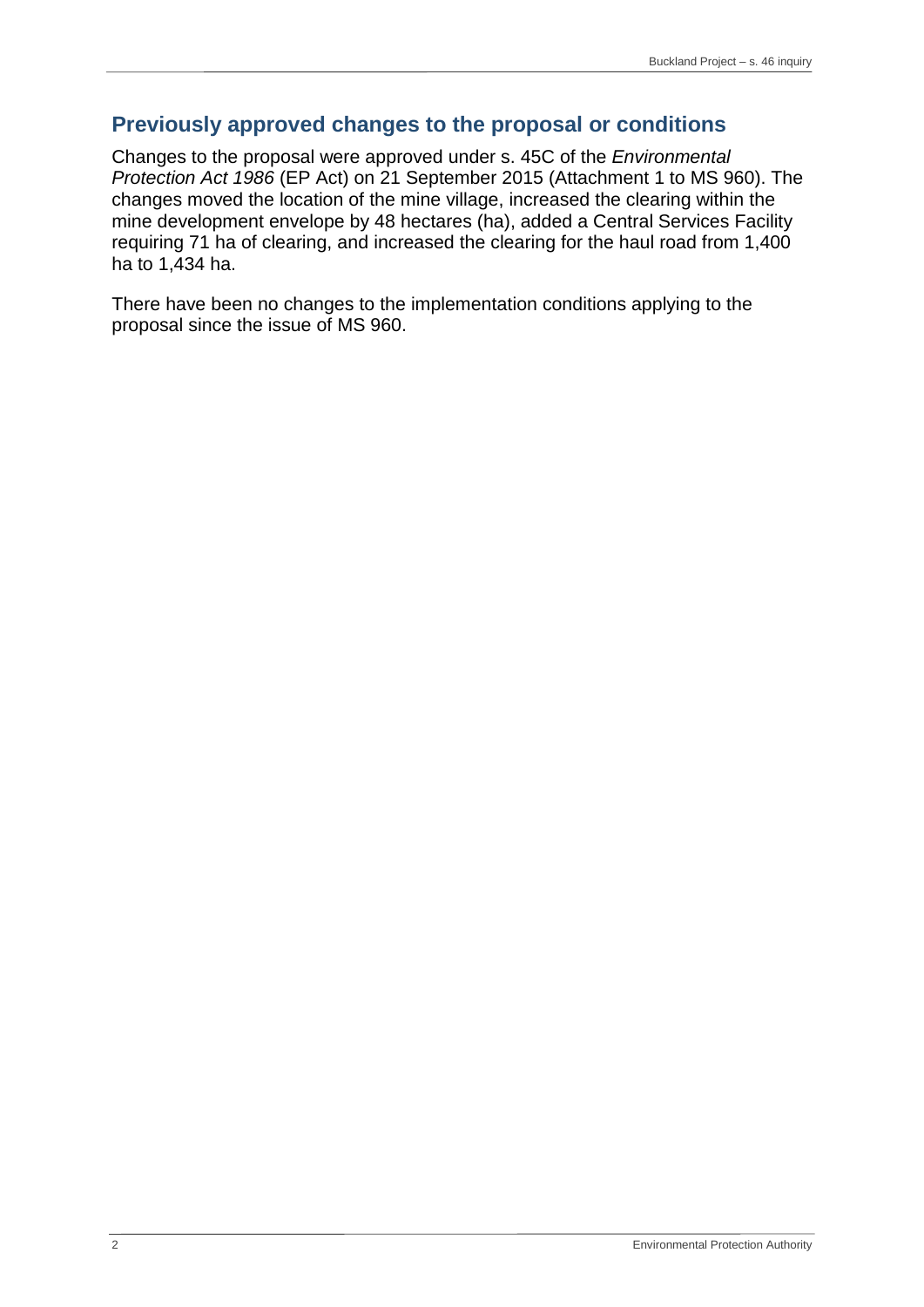## Previously approved changes to the proposal or conditions

Changes to the proposal were approved under s. 45C of the *Environmental Protection Act 1986* (EP Act) on 21 September 2015 (Attachment 1 to MS 960). The changes moved the location of the mine village, increased the clearing within the mine development envelope by 48 hectares (ha), added a Central Services Facility requiring 71 ha of clearing, and increased the clearing for the haul road from 1,400 ha to 1,434 ha.

There have been no changes to the implementation conditions applying to the proposal since the issue of MS 960.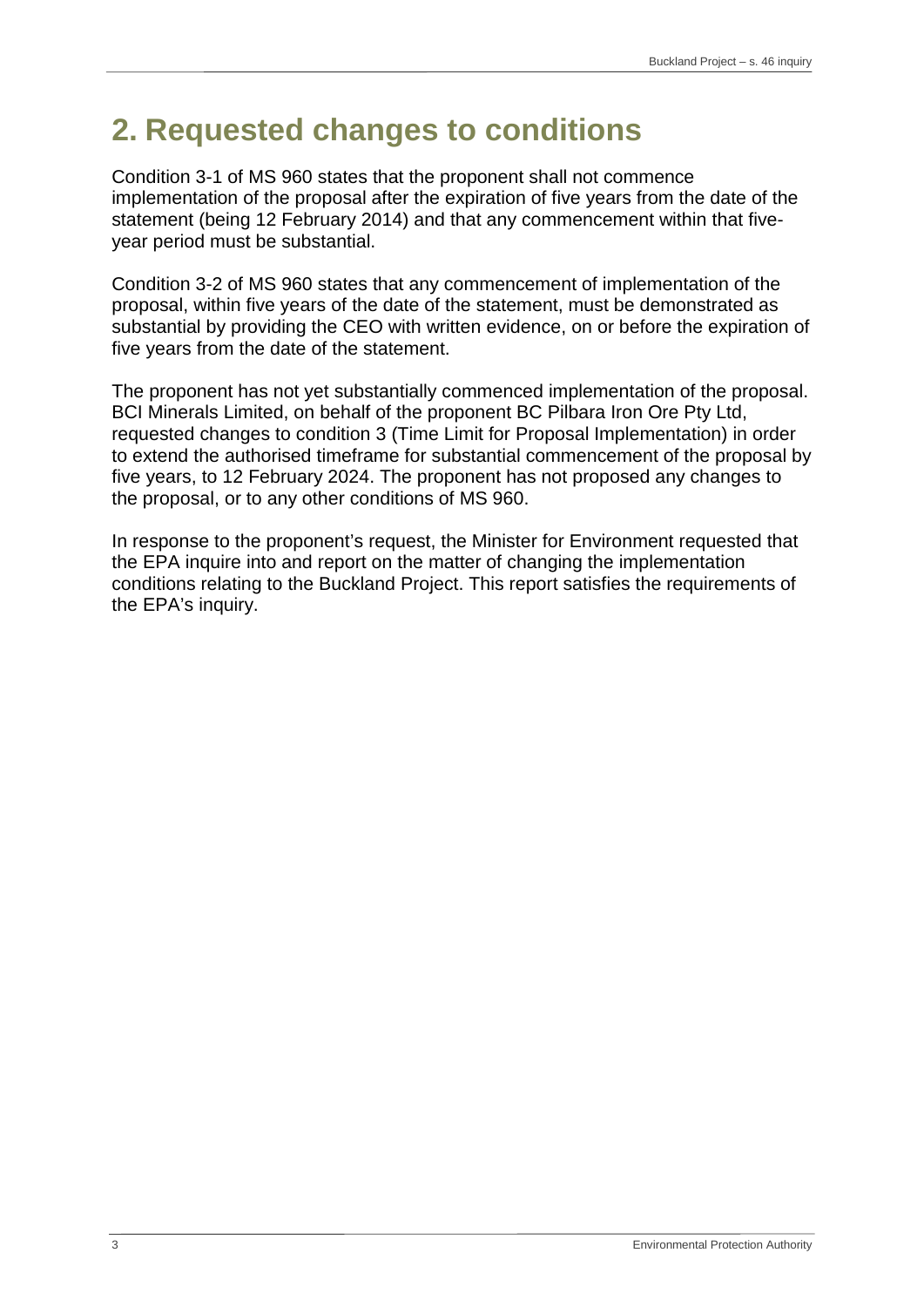# 2. Requested changes to conditions

Condition 3-1 of MS 960 states that the proponent shall not commence implementation of the proposal after the expiration of five years from the date of the statement (being 12 February 2014) and that any commencement within that five-year period must be substantial.

Condition 3-2 of MS 960 states that any commencement of implementation of the proposal, within five years of the date of the statement, must be demonstrated as substantial by providing the CEO with written evidence, on or before the expiration of five years from the date of the statement.

The proponent has not yet substantially commenced implementation of the proposal. BCI Minerals Limited, on behalf of the proponent BC Pilbara Iron Ore Pty Ltd, requested changes to condition 3 (Time Limit for Proposal Implementation) in order to extend the authorised timeframe for substantial commencement of the proposal by five years, to 12 February 2024. The proponent has not proposed any changes to the proposal, or to any other conditions of MS 960.

In response to the proponent's request, the Minister for Environment requested that the EPA inquire into and report on the matter of changing the implementation conditions relating to the Buckland Project. This report satisfies the requirements of the EPA's inquiry.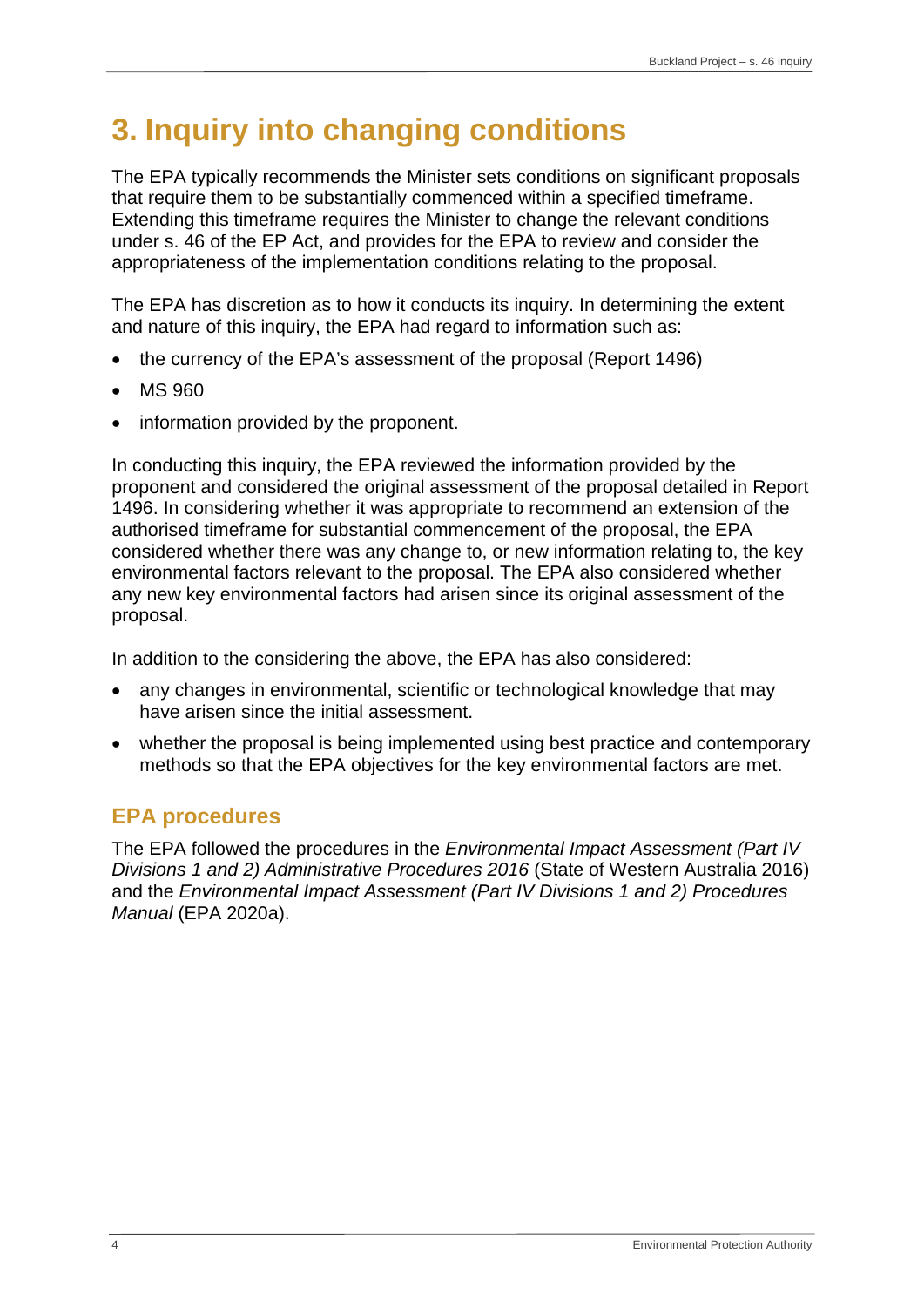# 3. Inquiry into changing conditions

The EPA typically recommends the Minister sets conditions on significant proposals that require them to be substantially commenced within a specified timeframe. Extending this timeframe requires the Minister to change the relevant conditions under s. 46 of the EP Act, and provides for the EPA to review and consider the appropriateness of the implementation conditions relating to the proposal.

The EPA has discretion as to how it conducts its inquiry. In determining the extent and nature of this inquiry, the EPA had regard to information such as:

- the currency of the EPA's assessment of the proposal (Report 1496)
- MS 960
- information provided by the proponent.

In conducting this inquiry, the EPA reviewed the information provided by the proponent and considered the original assessment of the proposal detailed in Report 1496. In considering whether it was appropriate to recommend an extension of the authorised timeframe for substantial commencement of the proposal, the EPA considered whether there was any change to, or new information relating to, the key environmental factors relevant to the proposal. The EPA also considered whether any new key environmental factors had arisen since its original assessment of the proposal.

In addition to the considering the above, the EPA has also considered:

- any changes in environmental, scientific or technological knowledge that may have arisen since the initial assessment.
- whether the proposal is being implemented using best practice and contemporary methods so that the EPA objectives for the key environmental factors are met.

## EPA procedures

The EPA followed the procedures in the *Environmental Impact Assessment (Part IV Divisions 1 and 2) Administrative Procedures 2016* (State of Western Australia 2016) and the *Environmental Impact Assessment (Part IV Divisions 1 and 2) Procedures Manual* (EPA 2020a).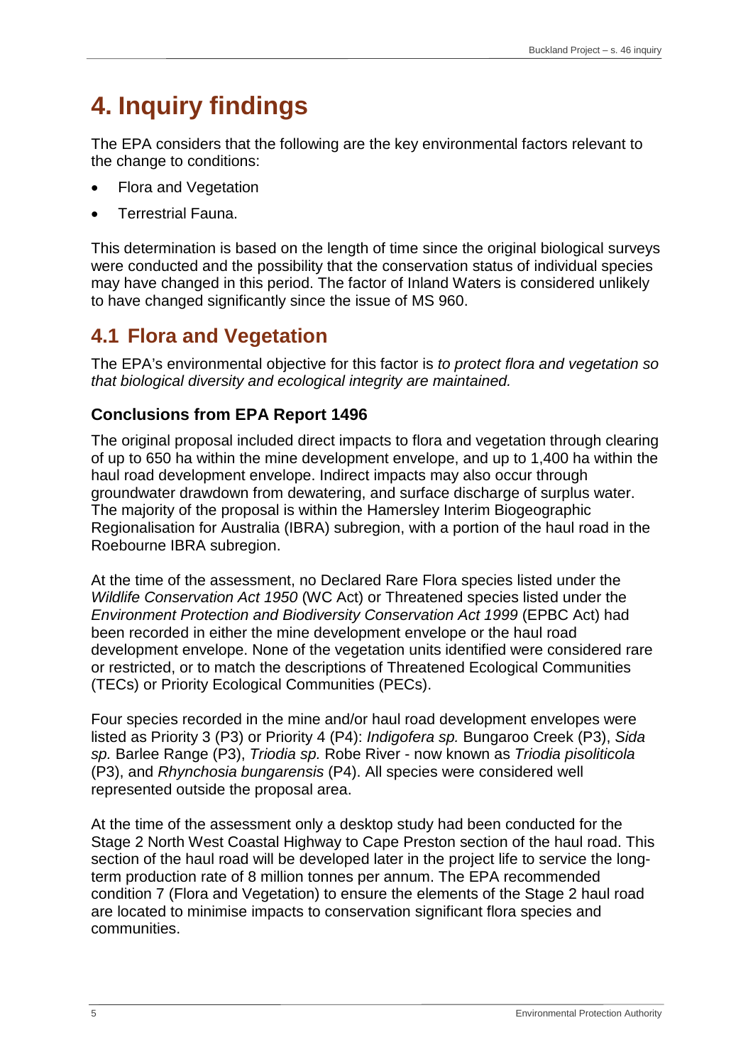# 4. Inquiry findings

The EPA considers that the following are the key environmental factors relevant to the change to conditions:

- Flora and Vegetation
- Terrestrial Fauna.

This determination is based on the length of time since the original biological surveys were conducted and the possibility that the conservation status of individual species may have changed in this period. The factor of Inland Waters is considered unlikely to have changed significantly since the issue of MS 960.

## 4.1 Flora and Vegetation

The EPA's environmental objective for this factor is *to protect flora and vegetation so that biological diversity and ecological integrity are maintained.*

### Conclusions from EPA Report 1496

The original proposal included direct impacts to flora and vegetation through clearing of up to 650 ha within the mine development envelope, and up to 1,400 ha within the haul road development envelope. Indirect impacts may also occur through groundwater drawdown from dewatering, and surface discharge of surplus water. The majority of the proposal is within the Hamersley Interim Biogeographic Regionalisation for Australia (IBRA) subregion, with a portion of the haul road in the Roebourne IBRA subregion.

At the time of the assessment, no Declared Rare Flora species listed under the *Wildlife Conservation Act 1950* (WC Act) or Threatened species listed under the *Environment Protection and Biodiversity Conservation Act 1999* (EPBC Act) had been recorded in either the mine development envelope or the haul road development envelope. None of the vegetation units identified were considered rare or restricted, or to match the descriptions of Threatened Ecological Communities (TECs) or Priority Ecological Communities (PECs).

Four species recorded in the mine and/or haul road development envelopes were listed as Priority 3 (P3) or Priority 4 (P4): *Indigofera sp.* Bungaroo Creek (P3), *Sida sp.* Barlee Range (P3), *Triodia sp.* Robe River - now known as *Triodia pisoliticola* (P3), and *Rhynchosia bungarensis* (P4). All species were considered well represented outside the proposal area.

At the time of the assessment only a desktop study had been conducted for the Stage 2 North West Coastal Highway to Cape Preston section of the haul road. This section of the haul road will be developed later in the project life to service the long-term production rate of 8 million tonnes per annum. The EPA recommended condition 7 (Flora and Vegetation) to ensure the elements of the Stage 2 haul road are located to minimise impacts to conservation significant flora species and communities.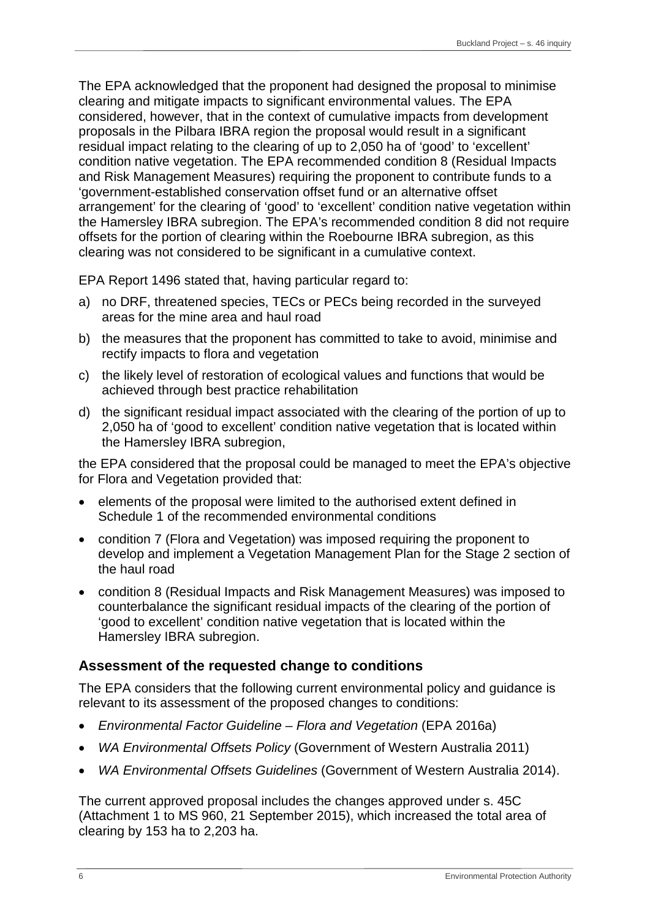The EPA acknowledged that the proponent had designed the proposal to minimise clearing and mitigate impacts to significant environmental values. The EPA considered, however, that in the context of cumulative impacts from development proposals in the Pilbara IBRA region the proposal would result in a significant residual impact relating to the clearing of up to 2,050 ha of 'good' to 'excellent' condition native vegetation. The EPA recommended condition 8 (Residual Impacts and Risk Management Measures) requiring the proponent to contribute funds to a 'government-established conservation offset fund or an alternative offset arrangement' for the clearing of 'good' to 'excellent' condition native vegetation within the Hamersley IBRA subregion. The EPA's recommended condition 8 did not require offsets for the portion of clearing within the Roebourne IBRA subregion, as this clearing was not considered to be significant in a cumulative context.

EPA Report 1496 stated that, having particular regard to:

a) no DRF, threatened species, TECs or PECs being recorded in the surveyed areas for the mine area and haul road
b) the measures that the proponent has committed to take to avoid, minimise and rectify impacts to flora and vegetation
c) the likely level of restoration of ecological values and functions that would be achieved through best practice rehabilitation
d) the significant residual impact associated with the clearing of the portion of up to 2,050 ha of 'good to excellent' condition native vegetation that is located within the Hamersley IBRA subregion,

the EPA considered that the proposal could be managed to meet the EPA's objective for Flora and Vegetation provided that:

- elements of the proposal were limited to the authorised extent defined in Schedule 1 of the recommended environmental conditions
- condition 7 (Flora and Vegetation) was imposed requiring the proponent to develop and implement a Vegetation Management Plan for the Stage 2 section of the haul road
- condition 8 (Residual Impacts and Risk Management Measures) was imposed to counterbalance the significant residual impacts of the clearing of the portion of 'good to excellent' condition native vegetation that is located within the Hamersley IBRA subregion.

### Assessment of the requested change to conditions

The EPA considers that the following current environmental policy and guidance is relevant to its assessment of the proposed changes to conditions:

- *Environmental Factor Guideline – Flora and Vegetation* (EPA 2016a)
- *WA Environmental Offsets Policy* (Government of Western Australia 2011)
- *WA Environmental Offsets Guidelines* (Government of Western Australia 2014).

The current approved proposal includes the changes approved under s. 45C (Attachment 1 to MS 960, 21 September 2015), which increased the total area of clearing by 153 ha to 2,203 ha.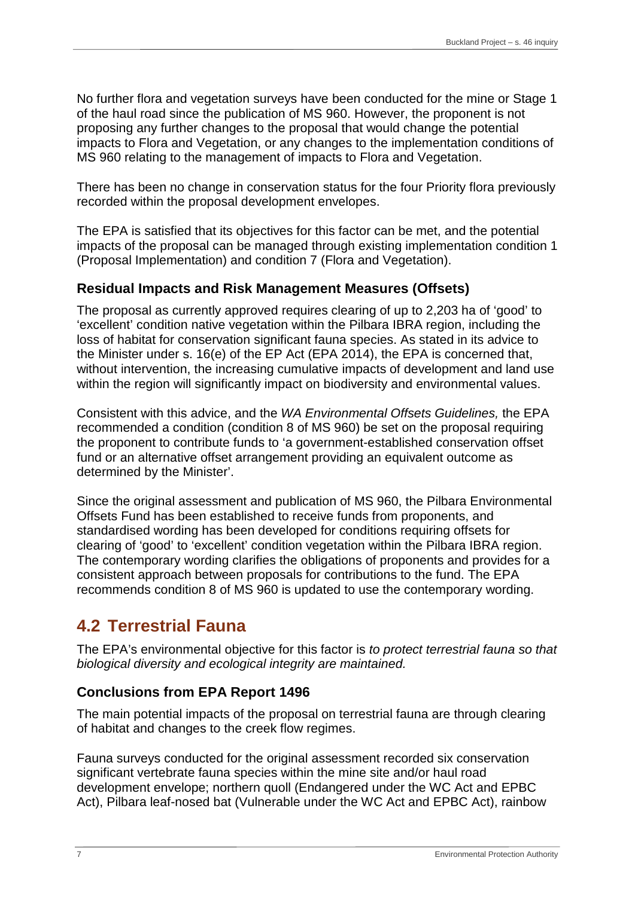No further flora and vegetation surveys have been conducted for the mine or Stage 1 of the haul road since the publication of MS 960. However, the proponent is not proposing any further changes to the proposal that would change the potential impacts to Flora and Vegetation, or any changes to the implementation conditions of MS 960 relating to the management of impacts to Flora and Vegetation.

There has been no change in conservation status for the four Priority flora previously recorded within the proposal development envelopes.

The EPA is satisfied that its objectives for this factor can be met, and the potential impacts of the proposal can be managed through existing implementation condition 1 (Proposal Implementation) and condition 7 (Flora and Vegetation).

### Residual Impacts and Risk Management Measures (Offsets)

The proposal as currently approved requires clearing of up to 2,203 ha of 'good' to 'excellent' condition native vegetation within the Pilbara IBRA region, including the loss of habitat for conservation significant fauna species. As stated in its advice to the Minister under s. 16(e) of the EP Act (EPA 2014), the EPA is concerned that, without intervention, the increasing cumulative impacts of development and land use within the region will significantly impact on biodiversity and environmental values.

Consistent with this advice, and the *WA Environmental Offsets Guidelines,* the EPA recommended a condition (condition 8 of MS 960) be set on the proposal requiring the proponent to contribute funds to 'a government-established conservation offset fund or an alternative offset arrangement providing an equivalent outcome as determined by the Minister'.

Since the original assessment and publication of MS 960, the Pilbara Environmental Offsets Fund has been established to receive funds from proponents, and standardised wording has been developed for conditions requiring offsets for clearing of 'good' to 'excellent' condition vegetation within the Pilbara IBRA region. The contemporary wording clarifies the obligations of proponents and provides for a consistent approach between proposals for contributions to the fund. The EPA recommends condition 8 of MS 960 is updated to use the contemporary wording.

## 4.2 Terrestrial Fauna

The EPA's environmental objective for this factor is *to protect terrestrial fauna so that biological diversity and ecological integrity are maintained.*

### Conclusions from EPA Report 1496

The main potential impacts of the proposal on terrestrial fauna are through clearing of habitat and changes to the creek flow regimes.

Fauna surveys conducted for the original assessment recorded six conservation significant vertebrate fauna species within the mine site and/or haul road development envelope; northern quoll (Endangered under the WC Act and EPBC Act), Pilbara leaf-nosed bat (Vulnerable under the WC Act and EPBC Act), rainbow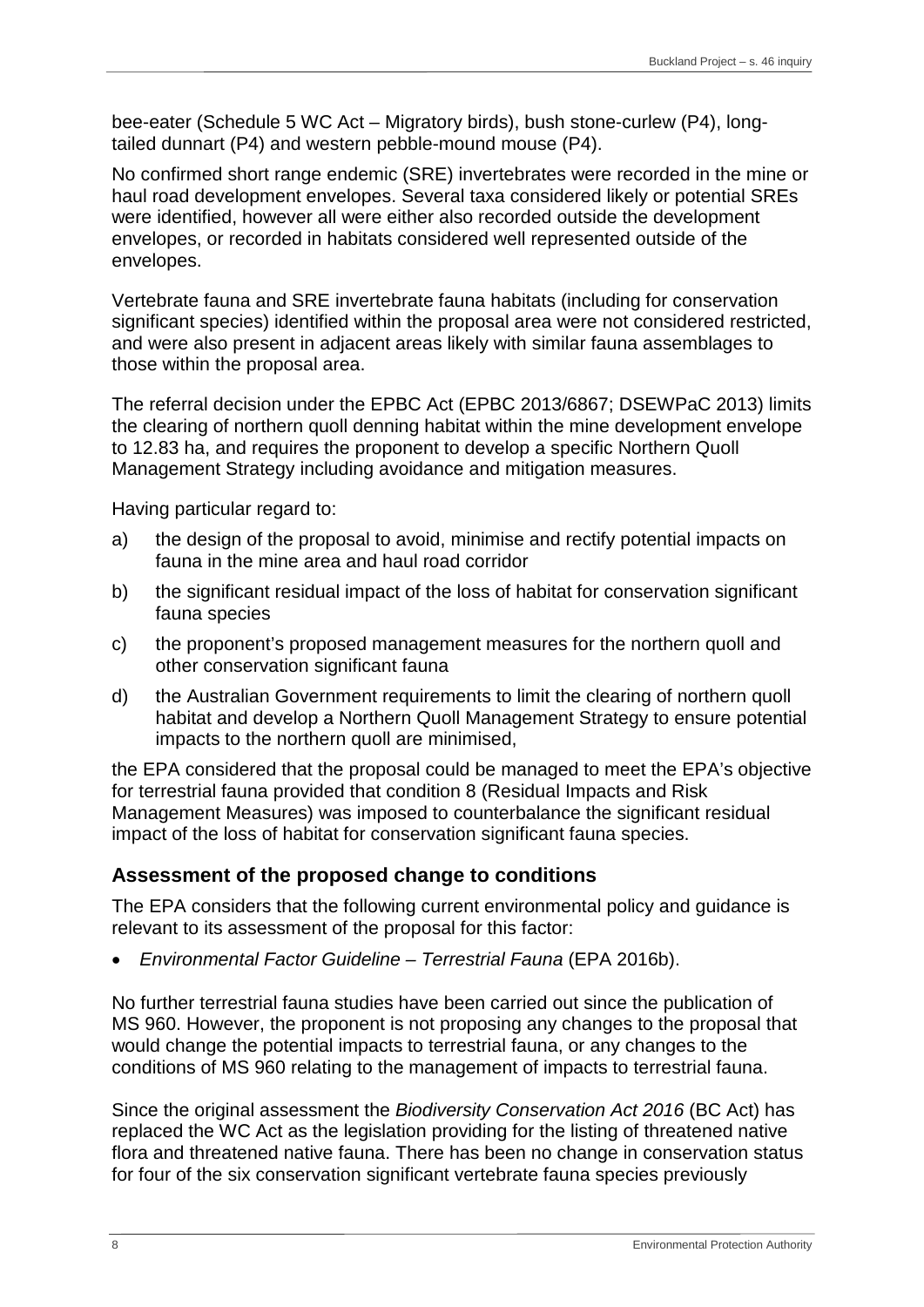bee-eater (Schedule 5 WC Act – Migratory birds), bush stone-curlew (P4), long-tailed dunnart (P4) and western pebble-mound mouse (P4).

No confirmed short range endemic (SRE) invertebrates were recorded in the mine or haul road development envelopes. Several taxa considered likely or potential SREs were identified, however all were either also recorded outside the development envelopes, or recorded in habitats considered well represented outside of the envelopes.

Vertebrate fauna and SRE invertebrate fauna habitats (including for conservation significant species) identified within the proposal area were not considered restricted, and were also present in adjacent areas likely with similar fauna assemblages to those within the proposal area.

The referral decision under the EPBC Act (EPBC 2013/6867; DSEWPaC 2013) limits the clearing of northern quoll denning habitat within the mine development envelope to 12.83 ha, and requires the proponent to develop a specific Northern Quoll Management Strategy including avoidance and mitigation measures.

Having particular regard to:

a) the design of the proposal to avoid, minimise and rectify potential impacts on fauna in the mine area and haul road corridor
b) the significant residual impact of the loss of habitat for conservation significant fauna species
c) the proponent's proposed management measures for the northern quoll and other conservation significant fauna
d) the Australian Government requirements to limit the clearing of northern quoll habitat and develop a Northern Quoll Management Strategy to ensure potential impacts to the northern quoll are minimised,

the EPA considered that the proposal could be managed to meet the EPA's objective for terrestrial fauna provided that condition 8 (Residual Impacts and Risk Management Measures) was imposed to counterbalance the significant residual impact of the loss of habitat for conservation significant fauna species.

### Assessment of the proposed change to conditions

The EPA considers that the following current environmental policy and guidance is relevant to its assessment of the proposal for this factor:

- *Environmental Factor Guideline – Terrestrial Fauna* (EPA 2016b).

No further terrestrial fauna studies have been carried out since the publication of MS 960. However, the proponent is not proposing any changes to the proposal that would change the potential impacts to terrestrial fauna, or any changes to the conditions of MS 960 relating to the management of impacts to terrestrial fauna.

Since the original assessment the *Biodiversity Conservation Act 2016* (BC Act) has replaced the WC Act as the legislation providing for the listing of threatened native flora and threatened native fauna. There has been no change in conservation status for four of the six conservation significant vertebrate fauna species previously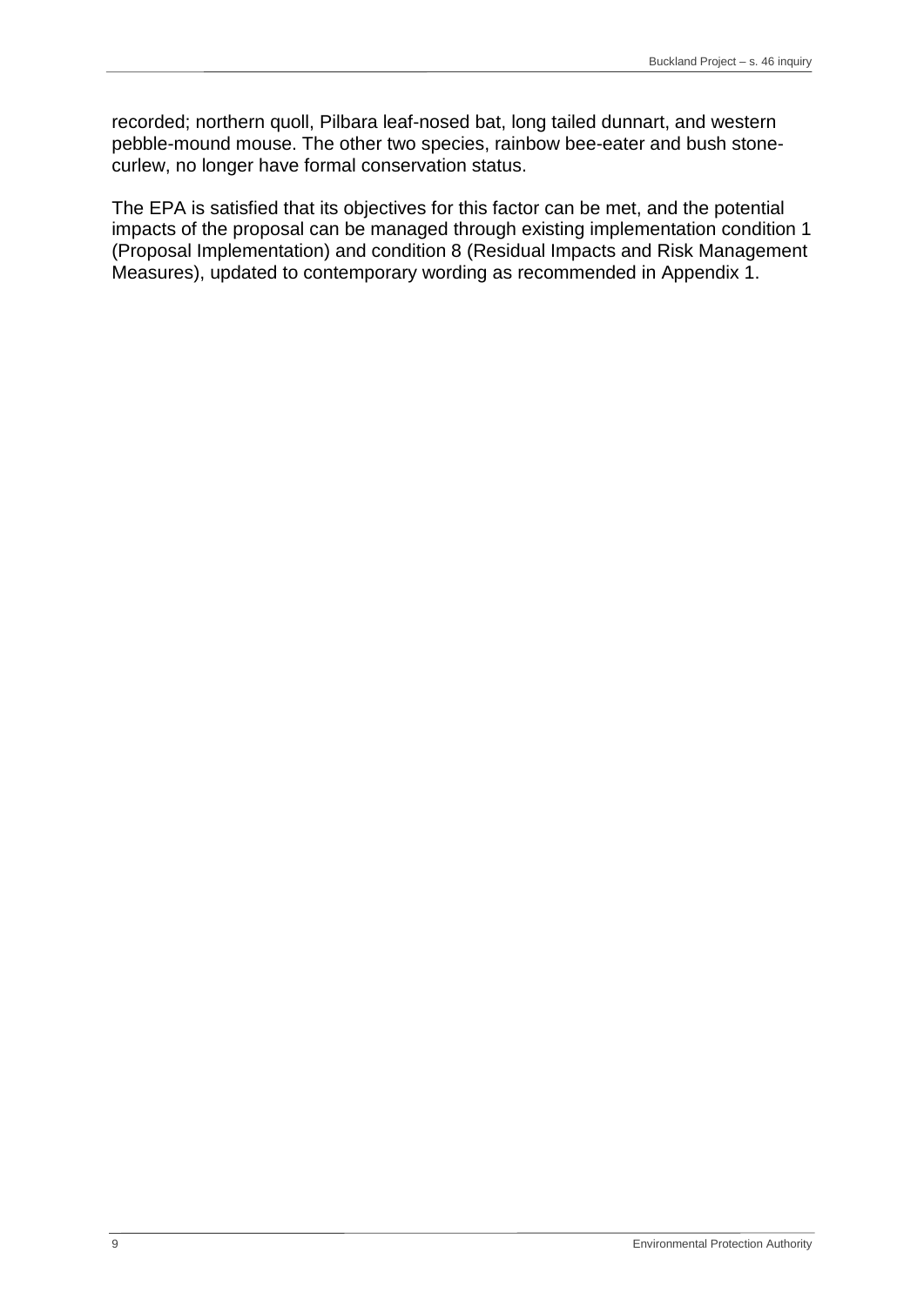recorded; northern quoll, Pilbara leaf-nosed bat, long tailed dunnart, and western pebble-mound mouse. The other two species, rainbow bee-eater and bush stone-curlew, no longer have formal conservation status.

The EPA is satisfied that its objectives for this factor can be met, and the potential impacts of the proposal can be managed through existing implementation condition 1 (Proposal Implementation) and condition 8 (Residual Impacts and Risk Management Measures), updated to contemporary wording as recommended in Appendix 1.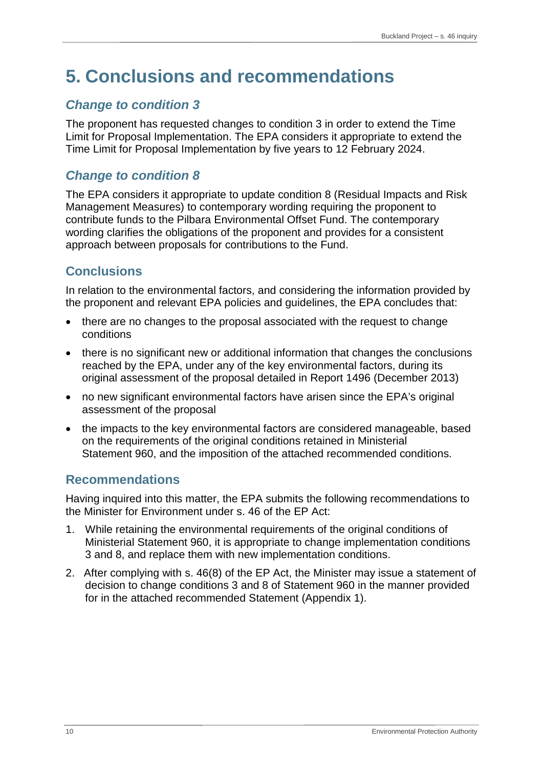# 5. Conclusions and recommendations

### *Change to condition 3*

The proponent has requested changes to condition 3 in order to extend the Time Limit for Proposal Implementation. The EPA considers it appropriate to extend the Time Limit for Proposal Implementation by five years to 12 February 2024.

### *Change to condition 8*

The EPA considers it appropriate to update condition 8 (Residual Impacts and Risk Management Measures) to contemporary wording requiring the proponent to contribute funds to the Pilbara Environmental Offset Fund. The contemporary wording clarifies the obligations of the proponent and provides for a consistent approach between proposals for contributions to the Fund.

## Conclusions

In relation to the environmental factors, and considering the information provided by the proponent and relevant EPA policies and guidelines, the EPA concludes that:

- there are no changes to the proposal associated with the request to change conditions
- there is no significant new or additional information that changes the conclusions reached by the EPA, under any of the key environmental factors, during its original assessment of the proposal detailed in Report 1496 (December 2013)
- no new significant environmental factors have arisen since the EPA's original assessment of the proposal
- the impacts to the key environmental factors are considered manageable, based on the requirements of the original conditions retained in Ministerial Statement 960, and the imposition of the attached recommended conditions.

## Recommendations

Having inquired into this matter, the EPA submits the following recommendations to the Minister for Environment under s. 46 of the EP Act:

1. While retaining the environmental requirements of the original conditions of Ministerial Statement 960, it is appropriate to change implementation conditions 3 and 8, and replace them with new implementation conditions.
2. After complying with s. 46(8) of the EP Act, the Minister may issue a statement of decision to change conditions 3 and 8 of Statement 960 in the manner provided for in the attached recommended Statement (Appendix 1).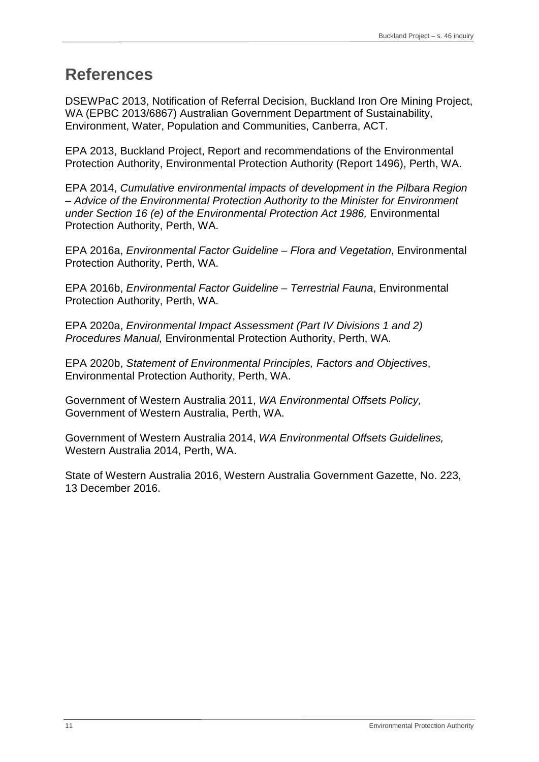# References

DSEWPaC 2013, Notification of Referral Decision, Buckland Iron Ore Mining Project, WA (EPBC 2013/6867) Australian Government Department of Sustainability, Environment, Water, Population and Communities, Canberra, ACT.

EPA 2013, Buckland Project, Report and recommendations of the Environmental Protection Authority, Environmental Protection Authority (Report 1496), Perth, WA.

EPA 2014, *Cumulative environmental impacts of development in the Pilbara Region – Advice of the Environmental Protection Authority to the Minister for Environment under Section 16 (e) of the Environmental Protection Act 1986,* Environmental Protection Authority, Perth, WA.

EPA 2016a, *Environmental Factor Guideline – Flora and Vegetation*, Environmental Protection Authority, Perth, WA.

EPA 2016b, *Environmental Factor Guideline – Terrestrial Fauna*, Environmental Protection Authority, Perth, WA.

EPA 2020a, *Environmental Impact Assessment (Part IV Divisions 1 and 2) Procedures Manual,* Environmental Protection Authority, Perth, WA.

EPA 2020b, *Statement of Environmental Principles, Factors and Objectives*, Environmental Protection Authority, Perth, WA.

Government of Western Australia 2011, *WA Environmental Offsets Policy,* Government of Western Australia, Perth, WA.

Government of Western Australia 2014, *WA Environmental Offsets Guidelines,* Western Australia 2014, Perth, WA.

State of Western Australia 2016, Western Australia Government Gazette, No. 223, 13 December 2016.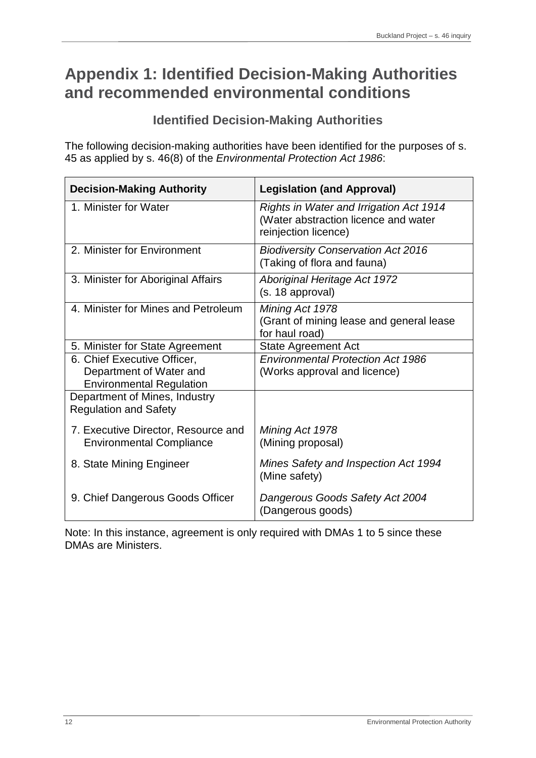# Appendix 1: Identified Decision-Making Authorities and recommended environmental conditions

## Identified Decision-Making Authorities

The following decision-making authorities have been identified for the purposes of s. 45 as applied by s. 46(8) of the *Environmental Protection Act 1986*:

| Decision-Making Authority | Legislation (and Approval) |
|---|---|
| 1. Minister for Water | *Rights in Water and Irrigation Act 1914* (Water abstraction licence and water reinjection licence) |
| 2. Minister for Environment | *Biodiversity Conservation Act 2016* (Taking of flora and fauna) |
| 3. Minister for Aboriginal Affairs | *Aboriginal Heritage Act 1972* (s. 18 approval) |
| 4. Minister for Mines and Petroleum | *Mining Act 1978* (Grant of mining lease and general lease for haul road) |
| 5. Minister for State Agreement | State Agreement Act |
| 6. Chief Executive Officer, Department of Water and Environmental Regulation | *Environmental Protection Act 1986* (Works approval and licence) |
| Department of Mines, Industry Regulation and Safety | |
| 7. Executive Director, Resource and Environmental Compliance | *Mining Act 1978* (Mining proposal) |
| 8. State Mining Engineer | *Mines Safety and Inspection Act 1994* (Mine safety) |
| 9. Chief Dangerous Goods Officer | *Dangerous Goods Safety Act 2004* (Dangerous goods) |

Note: In this instance, agreement is only required with DMAs 1 to 5 since these DMAs are Ministers.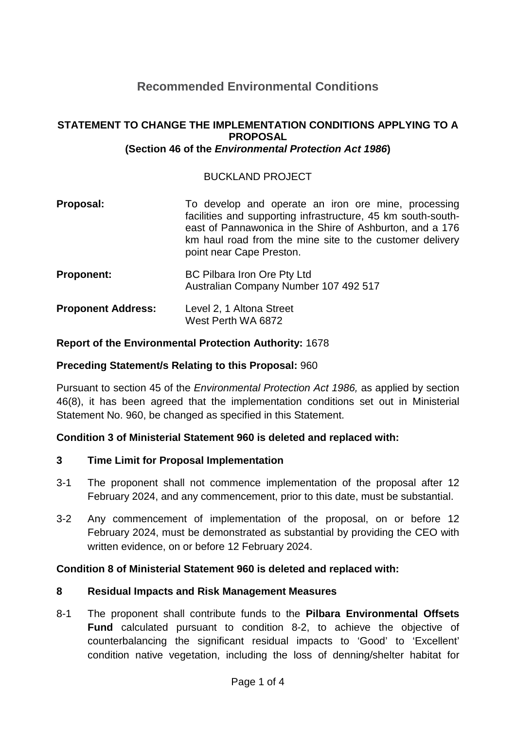## Recommended Environmental Conditions

**STATEMENT TO CHANGE THE IMPLEMENTATION CONDITIONS APPLYING TO A PROPOSAL**
**(Section 46 of the *Environmental Protection Act 1986*)**

BUCKLAND PROJECT

**Proposal:** To develop and operate an iron ore mine, processing facilities and supporting infrastructure, 45 km south-south-east of Pannawonica in the Shire of Ashburton, and a 176 km haul road from the mine site to the customer delivery point near Cape Preston.

**Proponent:** BC Pilbara Iron Ore Pty Ltd
Australian Company Number 107 492 517

**Proponent Address:** Level 2, 1 Altona Street
West Perth WA 6872

**Report of the Environmental Protection Authority:** 1678

**Preceding Statement/s Relating to this Proposal:** 960

Pursuant to section 45 of the *Environmental Protection Act 1986,* as applied by section 46(8), it has been agreed that the implementation conditions set out in Ministerial Statement No. 960, be changed as specified in this Statement.

**Condition 3 of Ministerial Statement 960 is deleted and replaced with:**

**3 Time Limit for Proposal Implementation**

3-1 The proponent shall not commence implementation of the proposal after 12 February 2024, and any commencement, prior to this date, must be substantial.

3-2 Any commencement of implementation of the proposal, on or before 12 February 2024, must be demonstrated as substantial by providing the CEO with written evidence, on or before 12 February 2024.

**Condition 8 of Ministerial Statement 960 is deleted and replaced with:**

**8 Residual Impacts and Risk Management Measures**

8-1 The proponent shall contribute funds to the **Pilbara Environmental Offsets Fund** calculated pursuant to condition 8-2, to achieve the objective of counterbalancing the significant residual impacts to 'Good' to 'Excellent' condition native vegetation, including the loss of denning/shelter habitat for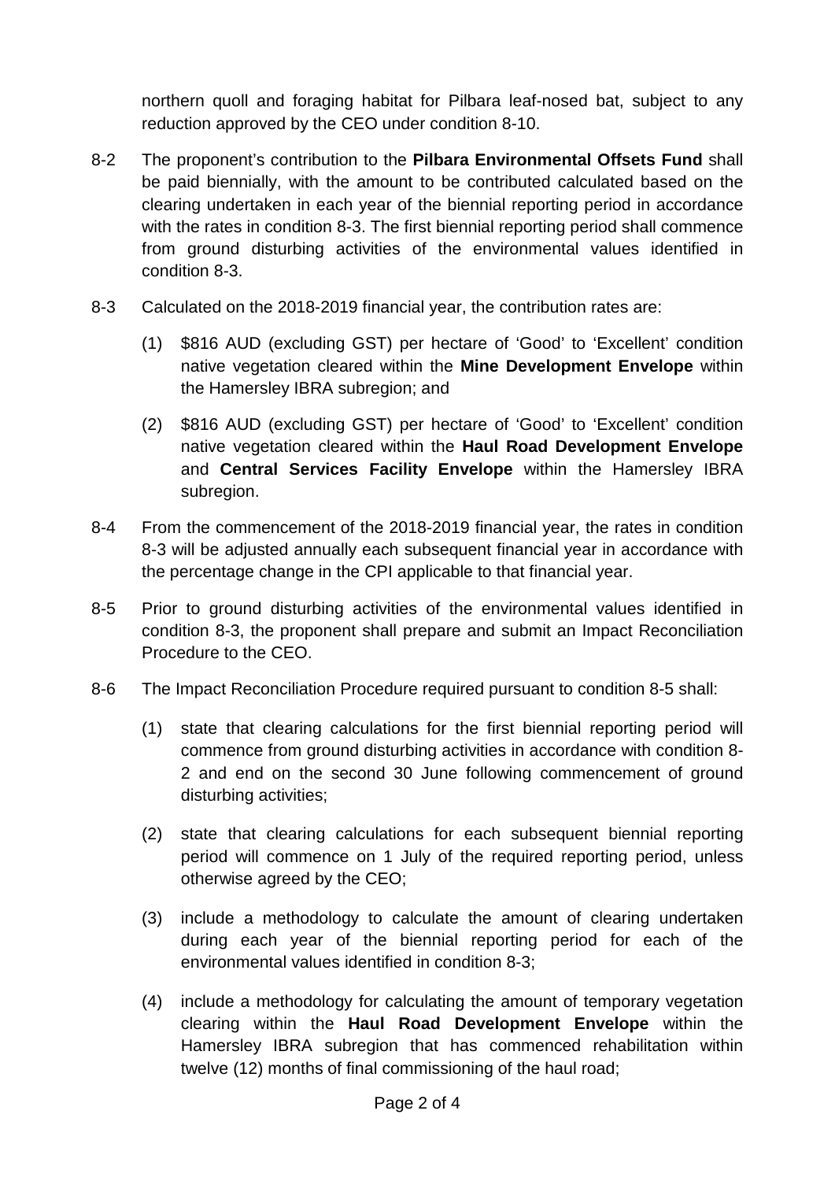northern quoll and foraging habitat for Pilbara leaf-nosed bat, subject to any reduction approved by the CEO under condition 8-10.

8-2 The proponent's contribution to the **Pilbara Environmental Offsets Fund** shall be paid biennially, with the amount to be contributed calculated based on the clearing undertaken in each year of the biennial reporting period in accordance with the rates in condition 8-3. The first biennial reporting period shall commence from ground disturbing activities of the environmental values identified in condition 8-3.

8-3 Calculated on the 2018-2019 financial year, the contribution rates are:

(1) $816 AUD (excluding GST) per hectare of 'Good' to 'Excellent' condition native vegetation cleared within the **Mine Development Envelope** within the Hamersley IBRA subregion; and

(2) $816 AUD (excluding GST) per hectare of 'Good' to 'Excellent' condition native vegetation cleared within the **Haul Road Development Envelope** and **Central Services Facility Envelope** within the Hamersley IBRA subregion.

8-4 From the commencement of the 2018-2019 financial year, the rates in condition 8-3 will be adjusted annually each subsequent financial year in accordance with the percentage change in the CPI applicable to that financial year.

8-5 Prior to ground disturbing activities of the environmental values identified in condition 8-3, the proponent shall prepare and submit an Impact Reconciliation Procedure to the CEO.

8-6 The Impact Reconciliation Procedure required pursuant to condition 8-5 shall:

(1) state that clearing calculations for the first biennial reporting period will commence from ground disturbing activities in accordance with condition 8-2 and end on the second 30 June following commencement of ground disturbing activities;

(2) state that clearing calculations for each subsequent biennial reporting period will commence on 1 July of the required reporting period, unless otherwise agreed by the CEO;

(3) include a methodology to calculate the amount of clearing undertaken during each year of the biennial reporting period for each of the environmental values identified in condition 8-3;

(4) include a methodology for calculating the amount of temporary vegetation clearing within the **Haul Road Development Envelope** within the Hamersley IBRA subregion that has commenced rehabilitation within twelve (12) months of final commissioning of the haul road;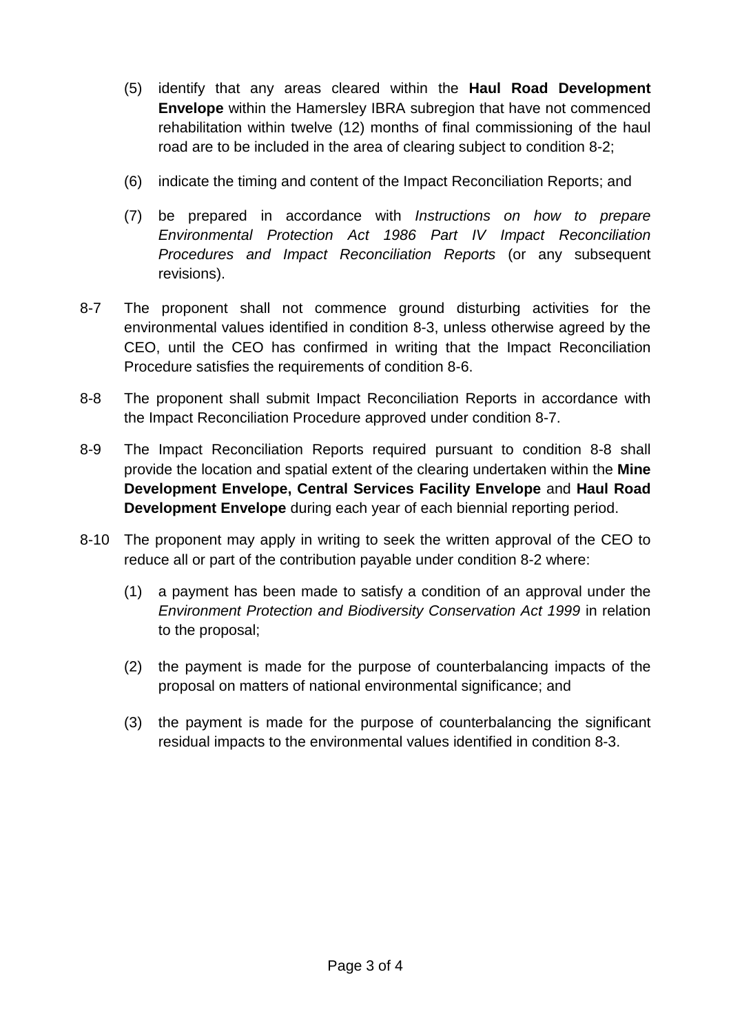(5) identify that any areas cleared within the **Haul Road Development Envelope** within the Hamersley IBRA subregion that have not commenced rehabilitation within twelve (12) months of final commissioning of the haul road are to be included in the area of clearing subject to condition 8-2;

(6) indicate the timing and content of the Impact Reconciliation Reports; and

(7) be prepared in accordance with *Instructions on how to prepare Environmental Protection Act 1986 Part IV Impact Reconciliation Procedures and Impact Reconciliation Reports* (or any subsequent revisions).

8-7 The proponent shall not commence ground disturbing activities for the environmental values identified in condition 8-3, unless otherwise agreed by the CEO, until the CEO has confirmed in writing that the Impact Reconciliation Procedure satisfies the requirements of condition 8-6.

8-8 The proponent shall submit Impact Reconciliation Reports in accordance with the Impact Reconciliation Procedure approved under condition 8-7.

8-9 The Impact Reconciliation Reports required pursuant to condition 8-8 shall provide the location and spatial extent of the clearing undertaken within the **Mine Development Envelope, Central Services Facility Envelope** and **Haul Road Development Envelope** during each year of each biennial reporting period.

8-10 The proponent may apply in writing to seek the written approval of the CEO to reduce all or part of the contribution payable under condition 8-2 where:

(1) a payment has been made to satisfy a condition of an approval under the *Environment Protection and Biodiversity Conservation Act 1999* in relation to the proposal;

(2) the payment is made for the purpose of counterbalancing impacts of the proposal on matters of national environmental significance; and

(3) the payment is made for the purpose of counterbalancing the significant residual impacts to the environmental values identified in condition 8-3.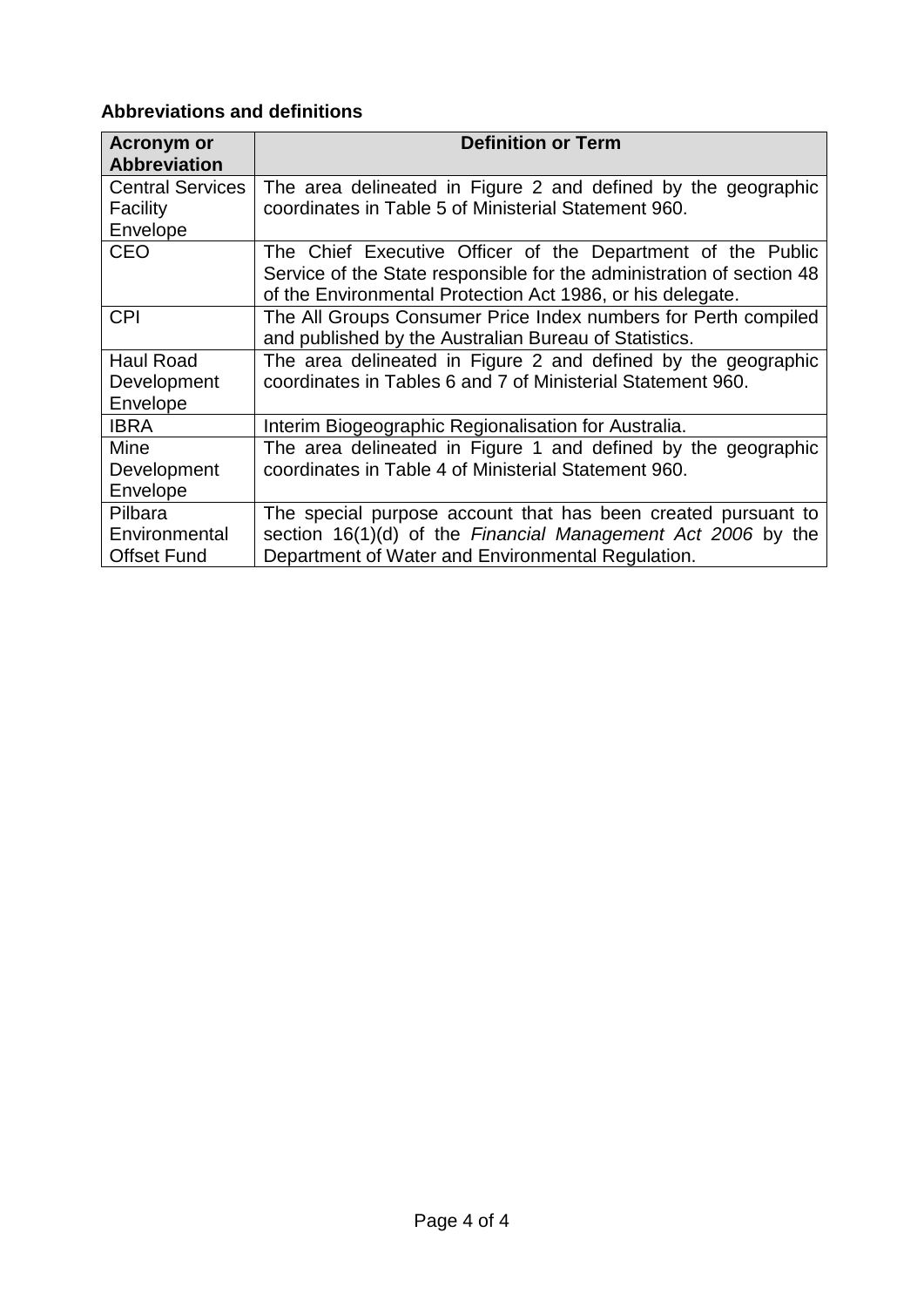**Abbreviations and definitions**

| Acronym or Abbreviation | Definition or Term |
|---|---|
| Central Services Facility Envelope | The area delineated in Figure 2 and defined by the geographic coordinates in Table 5 of Ministerial Statement 960. |
| CEO | The Chief Executive Officer of the Department of the Public Service of the State responsible for the administration of section 48 of the Environmental Protection Act 1986, or his delegate. |
| CPI | The All Groups Consumer Price Index numbers for Perth compiled and published by the Australian Bureau of Statistics. |
| Haul Road Development Envelope | The area delineated in Figure 2 and defined by the geographic coordinates in Tables 6 and 7 of Ministerial Statement 960. |
| IBRA | Interim Biogeographic Regionalisation for Australia. |
| Mine Development Envelope | The area delineated in Figure 1 and defined by the geographic coordinates in Table 4 of Ministerial Statement 960. |
| Pilbara Environmental Offset Fund | The special purpose account that has been created pursuant to section 16(1)(d) of the *Financial Management Act 2006* by the Department of Water and Environmental Regulation. |